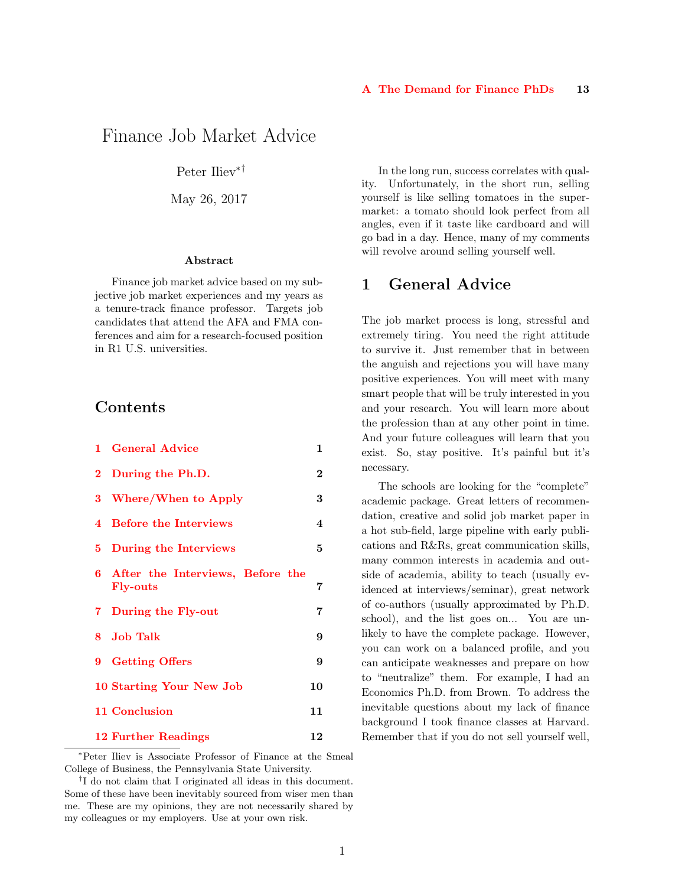# Finance Job Market Advice

Peter Iliev*†

May 26, 2017

**Abstract**

Finance job market advice based on my subjective job market experiences and my years as a tenure-track finance professor. Targets job candidates that attend the AFA and FMA conferences and aim for a research-focused position in R1 U.S. universities.

## Contents

| | | |
|---|---|---|
| 1 | General Advice | 1 |
| 2 | During the Ph.D. | 2 |
| 3 | Where/When to Apply | 3 |
| 4 | Before the Interviews | 4 |
| 5 | During the Interviews | 5 |
| 6 | After the Interviews, Before the Fly-outs | 7 |
| 7 | During the Fly-out | 7 |
| 8 | Job Talk | 9 |
| 9 | Getting Offers | 9 |
| 10 | Starting Your New Job | 10 |
| 11 | Conclusion | 11 |
| 12 | Further Readings | 12 |
| A | The Demand for Finance PhDs | 13 |

In the long run, success correlates with quality. Unfortunately, in the short run, selling yourself is like selling tomatoes in the supermarket: a tomato should look perfect from all angles, even if it taste like cardboard and will go bad in a day. Hence, many of my comments will revolve around selling yourself well.

## 1 General Advice

The job market process is long, stressful and extremely tiring. You need the right attitude to survive it. Just remember that in between the anguish and rejections you will have many positive experiences. You will meet with many smart people that will be truly interested in you and your research. You will learn more about the profession than at any other point in time. And your future colleagues will learn that you exist. So, stay positive. It's painful but it's necessary.

The schools are looking for the "complete" academic package. Great letters of recommendation, creative and solid job market paper in a hot sub-field, large pipeline with early publications and R&Rs, great communication skills, many common interests in academia and outside of academia, ability to teach (usually evidenced at interviews/seminar), great network of co-authors (usually approximated by Ph.D. school), and the list goes on... You are unlikely to have the complete package. However, you can work on a balanced profile, and you can anticipate weaknesses and prepare on how to "neutralize" them. For example, I had an Economics Ph.D. from Brown. To address the inevitable questions about my lack of finance background I took finance classes at Harvard. Remember that if you do not sell yourself well,

---

*Peter Iliev is Associate Professor of Finance at the Smeal College of Business, the Pennsylvania State University.

†I do not claim that I originated all ideas in this document. Some of these have been inevitably sourced from wiser men than me. These are my opinions, they are not necessarily shared by my colleagues or my employers. Use at your own risk.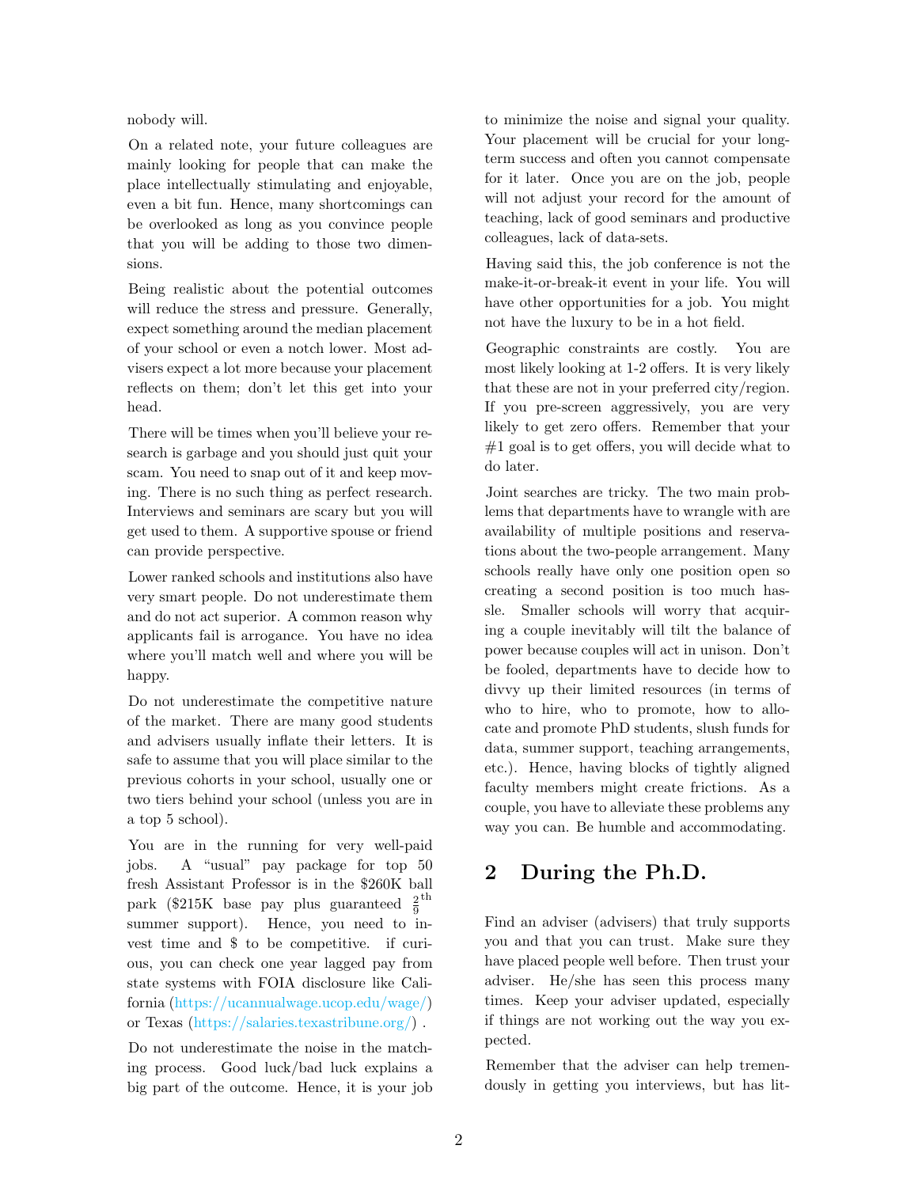nobody will.

On a related note, your future colleagues are mainly looking for people that can make the place intellectually stimulating and enjoyable, even a bit fun. Hence, many shortcomings can be overlooked as long as you convince people that you will be adding to those two dimensions.

Being realistic about the potential outcomes will reduce the stress and pressure. Generally, expect something around the median placement of your school or even a notch lower. Most advisers expect a lot more because your placement reflects on them; don't let this get into your head.

There will be times when you'll believe your research is garbage and you should just quit your scam. You need to snap out of it and keep moving. There is no such thing as perfect research. Interviews and seminars are scary but you will get used to them. A supportive spouse or friend can provide perspective.

Lower ranked schools and institutions also have very smart people. Do not underestimate them and do not act superior. A common reason why applicants fail is arrogance. You have no idea where you'll match well and where you will be happy.

Do not underestimate the competitive nature of the market. There are many good students and advisers usually inflate their letters. It is safe to assume that you will place similar to the previous cohorts in your school, usually one or two tiers behind your school (unless you are in a top 5 school).

You are in the running for very well-paid jobs. A "usual" pay package for top 50 fresh Assistant Professor is in the $260K ball park ($215K base pay plus guaranteed $\frac{2}{9}^{\text{th}}$ summer support). Hence, you need to invest time and $ to be competitive. if curious, you can check one year lagged pay from state systems with FOIA disclosure like California (https://ucannualwage.ucop.edu/wage/) or Texas (https://salaries.texastribune.org/) .

Do not underestimate the noise in the matching process. Good luck/bad luck explains a big part of the outcome. Hence, it is your job to minimize the noise and signal your quality. Your placement will be crucial for your long-term success and often you cannot compensate for it later. Once you are on the job, people will not adjust your record for the amount of teaching, lack of good seminars and productive colleagues, lack of data-sets.

Having said this, the job conference is not the make-it-or-break-it event in your life. You will have other opportunities for a job. You might not have the luxury to be in a hot field.

Geographic constraints are costly. You are most likely looking at 1-2 offers. It is very likely that these are not in your preferred city/region. If you pre-screen aggressively, you are very likely to get zero offers. Remember that your #1 goal is to get offers, you will decide what to do later.

Joint searches are tricky. The two main problems that departments have to wrangle with are availability of multiple positions and reservations about the two-people arrangement. Many schools really have only one position open so creating a second position is too much hassle. Smaller schools will worry that acquiring a couple inevitably will tilt the balance of power because couples will act in unison. Don't be fooled, departments have to decide how to divvy up their limited resources (in terms of who to hire, who to promote, how to allocate and promote PhD students, slush funds for data, summer support, teaching arrangements, etc.). Hence, having blocks of tightly aligned faculty members might create frictions. As a couple, you have to alleviate these problems any way you can. Be humble and accommodating.

## 2 During the Ph.D.

Find an adviser (advisers) that truly supports you and that you can trust. Make sure they have placed people well before. Then trust your adviser. He/she has seen this process many times. Keep your adviser updated, especially if things are not working out the way you expected.

Remember that the adviser can help tremendously in getting you interviews, but has lit-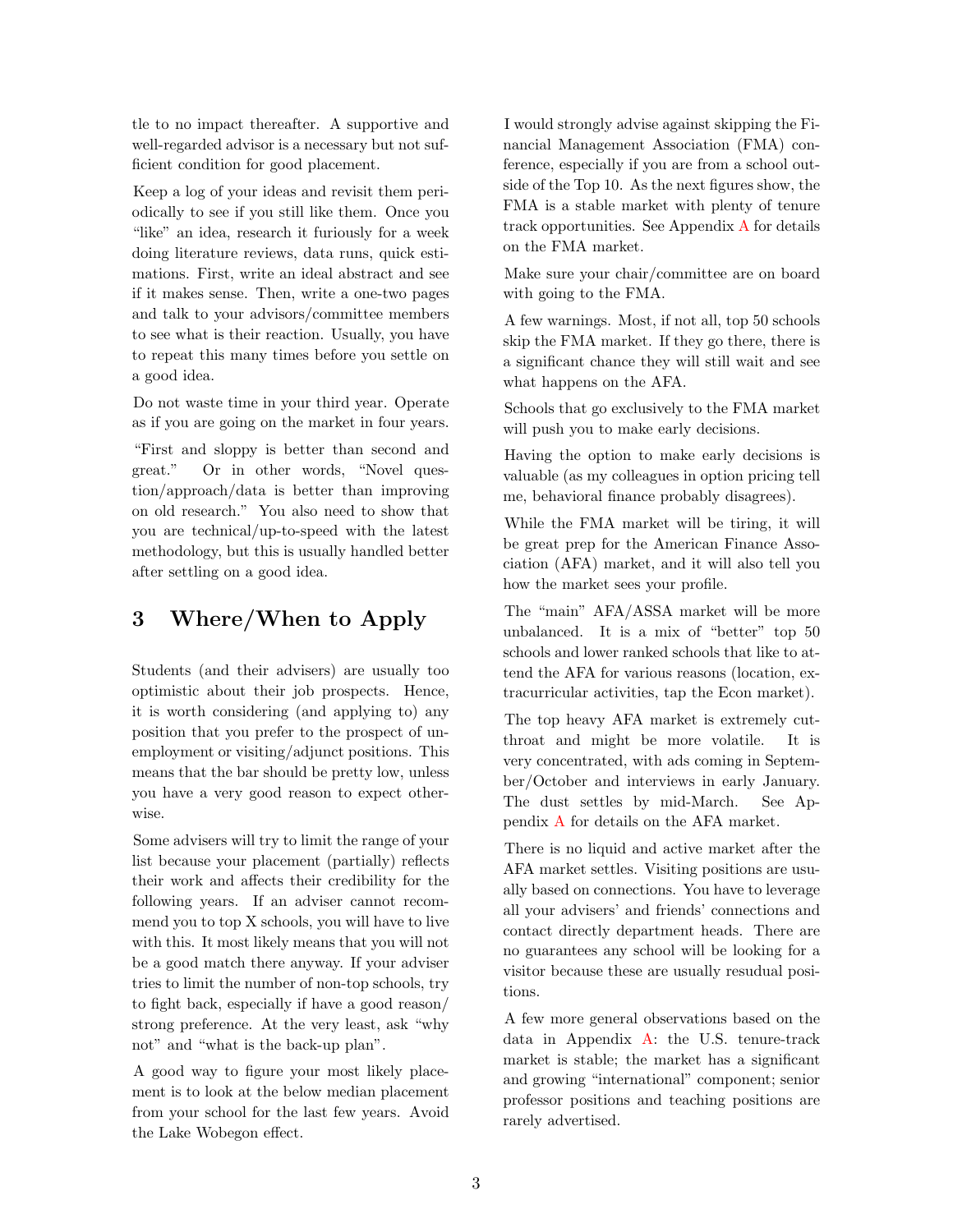tle to no impact thereafter. A supportive and well-regarded advisor is a necessary but not sufficient condition for good placement.

Keep a log of your ideas and revisit them periodically to see if you still like them. Once you "like" an idea, research it furiously for a week doing literature reviews, data runs, quick estimations. First, write an ideal abstract and see if it makes sense. Then, write a one-two pages and talk to your advisors/committee members to see what is their reaction. Usually, you have to repeat this many times before you settle on a good idea.

Do not waste time in your third year. Operate as if you are going on the market in four years.

"First and sloppy is better than second and great." Or in other words, "Novel question/approach/data is better than improving on old research." You also need to show that you are technical/up-to-speed with the latest methodology, but this is usually handled better after settling on a good idea.

## 3 Where/When to Apply

Students (and their advisers) are usually too optimistic about their job prospects. Hence, it is worth considering (and applying to) any position that you prefer to the prospect of unemployment or visiting/adjunct positions. This means that the bar should be pretty low, unless you have a very good reason to expect otherwise.

Some advisers will try to limit the range of your list because your placement (partially) reflects their work and affects their credibility for the following years. If an adviser cannot recommend you to top X schools, you will have to live with this. It most likely means that you will not be a good match there anyway. If your adviser tries to limit the number of non-top schools, try to fight back, especially if have a good reason/ strong preference. At the very least, ask "why not" and "what is the back-up plan".

A good way to figure your most likely placement is to look at the below median placement from your school for the last few years. Avoid the Lake Wobegon effect.

I would strongly advise against skipping the Financial Management Association (FMA) conference, especially if you are from a school outside of the Top 10. As the next figures show, the FMA is a stable market with plenty of tenure track opportunities. See Appendix A for details on the FMA market.

Make sure your chair/committee are on board with going to the FMA.

A few warnings. Most, if not all, top 50 schools skip the FMA market. If they go there, there is a significant chance they will still wait and see what happens on the AFA.

Schools that go exclusively to the FMA market will push you to make early decisions.

Having the option to make early decisions is valuable (as my colleagues in option pricing tell me, behavioral finance probably disagrees).

While the FMA market will be tiring, it will be great prep for the American Finance Association (AFA) market, and it will also tell you how the market sees your profile.

The "main" AFA/ASSA market will be more unbalanced. It is a mix of "better" top 50 schools and lower ranked schools that like to attend the AFA for various reasons (location, extracurricular activities, tap the Econ market).

The top heavy AFA market is extremely cutthroat and might be more volatile. It is very concentrated, with ads coming in September/October and interviews in early January. The dust settles by mid-March. See Appendix A for details on the AFA market.

There is no liquid and active market after the AFA market settles. Visiting positions are usually based on connections. You have to leverage all your advisers' and friends' connections and contact directly department heads. There are no guarantees any school will be looking for a visitor because these are usually resudual positions.

A few more general observations based on the data in Appendix A: the U.S. tenure-track market is stable; the market has a significant and growing "international" component; senior professor positions and teaching positions are rarely advertised.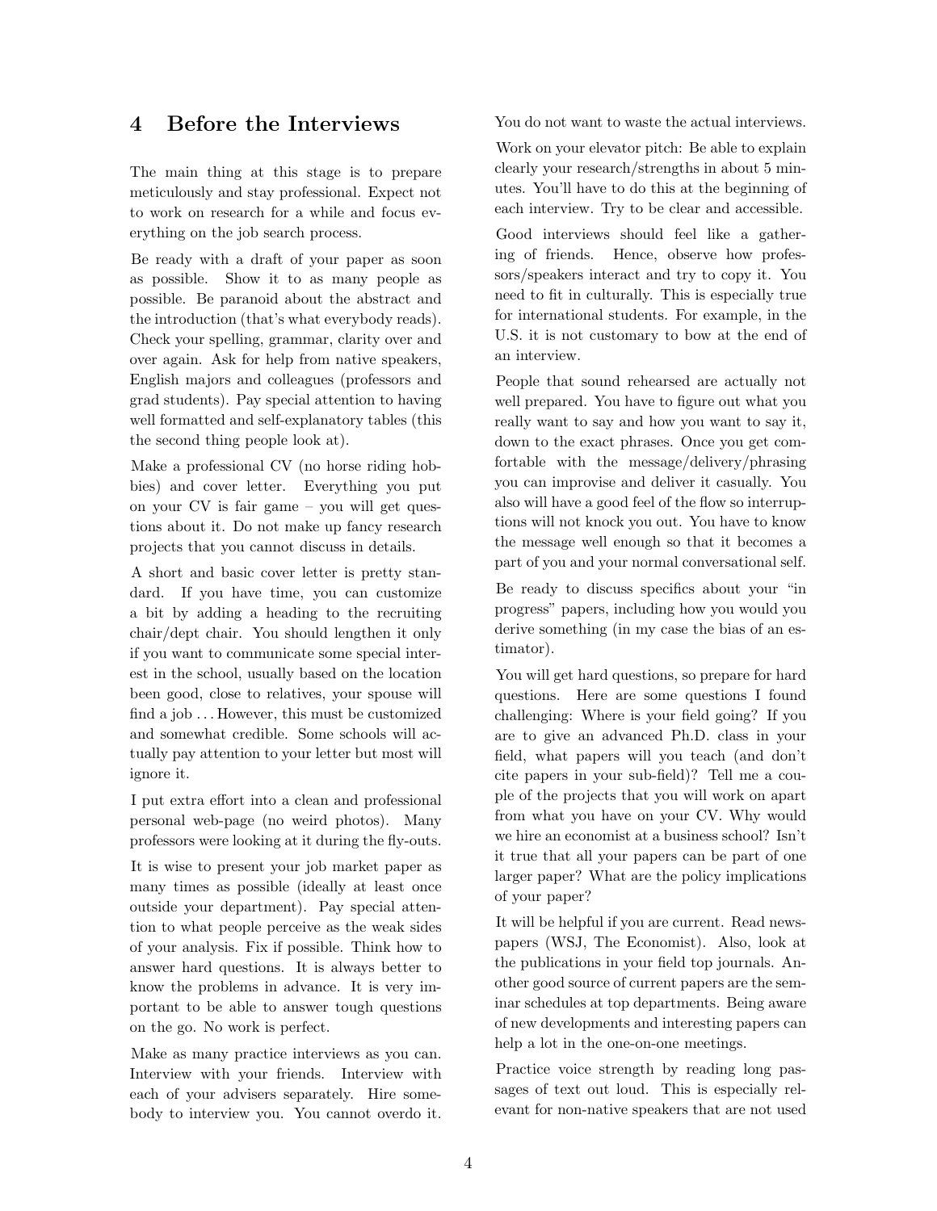## 4 Before the Interviews

The main thing at this stage is to prepare meticulously and stay professional. Expect not to work on research for a while and focus everything on the job search process.

Be ready with a draft of your paper as soon as possible. Show it to as many people as possible. Be paranoid about the abstract and the introduction (that's what everybody reads). Check your spelling, grammar, clarity over and over again. Ask for help from native speakers, English majors and colleagues (professors and grad students). Pay special attention to having well formatted and self-explanatory tables (this the second thing people look at).

Make a professional CV (no horse riding hobbies) and cover letter. Everything you put on your CV is fair game – you will get questions about it. Do not make up fancy research projects that you cannot discuss in details.

A short and basic cover letter is pretty standard. If you have time, you can customize a bit by adding a heading to the recruiting chair/dept chair. You should lengthen it only if you want to communicate some special interest in the school, usually based on the location been good, close to relatives, your spouse will find a job ... However, this must be customized and somewhat credible. Some schools will actually pay attention to your letter but most will ignore it.

I put extra effort into a clean and professional personal web-page (no weird photos). Many professors were looking at it during the fly-outs.

It is wise to present your job market paper as many times as possible (ideally at least once outside your department). Pay special attention to what people perceive as the weak sides of your analysis. Fix if possible. Think how to answer hard questions. It is always better to know the problems in advance. It is very important to be able to answer tough questions on the go. No work is perfect.

Make as many practice interviews as you can. Interview with your friends. Interview with each of your advisers separately. Hire somebody to interview you. You cannot overdo it. You do not want to waste the actual interviews.

Work on your elevator pitch: Be able to explain clearly your research/strengths in about 5 minutes. You'll have to do this at the beginning of each interview. Try to be clear and accessible.

Good interviews should feel like a gathering of friends. Hence, observe how professors/speakers interact and try to copy it. You need to fit in culturally. This is especially true for international students. For example, in the U.S. it is not customary to bow at the end of an interview.

People that sound rehearsed are actually not well prepared. You have to figure out what you really want to say and how you want to say it, down to the exact phrases. Once you get comfortable with the message/delivery/phrasing you can improvise and deliver it casually. You also will have a good feel of the flow so interruptions will not knock you out. You have to know the message well enough so that it becomes a part of you and your normal conversational self.

Be ready to discuss specifics about your "in progress" papers, including how you would you derive something (in my case the bias of an estimator).

You will get hard questions, so prepare for hard questions. Here are some questions I found challenging: Where is your field going? If you are to give an advanced Ph.D. class in your field, what papers will you teach (and don't cite papers in your sub-field)? Tell me a couple of the projects that you will work on apart from what you have on your CV. Why would we hire an economist at a business school? Isn't it true that all your papers can be part of one larger paper? What are the policy implications of your paper?

It will be helpful if you are current. Read newspapers (WSJ, The Economist). Also, look at the publications in your field top journals. Another good source of current papers are the seminar schedules at top departments. Being aware of new developments and interesting papers can help a lot in the one-on-one meetings.

Practice voice strength by reading long passages of text out loud. This is especially relevant for non-native speakers that are not used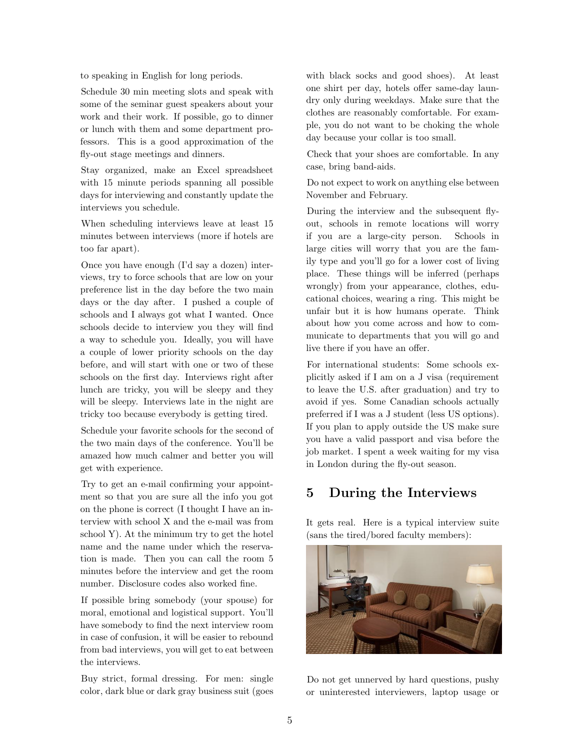to speaking in English for long periods.

Schedule 30 min meeting slots and speak with some of the seminar guest speakers about your work and their work. If possible, go to dinner or lunch with them and some department professors. This is a good approximation of the fly-out stage meetings and dinners.

Stay organized, make an Excel spreadsheet with 15 minute periods spanning all possible days for interviewing and constantly update the interviews you schedule.

When scheduling interviews leave at least 15 minutes between interviews (more if hotels are too far apart).

Once you have enough (I'd say a dozen) interviews, try to force schools that are low on your preference list in the day before the two main days or the day after. I pushed a couple of schools and I always got what I wanted. Once schools decide to interview you they will find a way to schedule you. Ideally, you will have a couple of lower priority schools on the day before, and will start with one or two of these schools on the first day. Interviews right after lunch are tricky, you will be sleepy and they will be sleepy. Interviews late in the night are tricky too because everybody is getting tired.

Schedule your favorite schools for the second of the two main days of the conference. You'll be amazed how much calmer and better you will get with experience.

Try to get an e-mail confirming your appointment so that you are sure all the info you got on the phone is correct (I thought I have an interview with school X and the e-mail was from school Y). At the minimum try to get the hotel name and the name under which the reservation is made. Then you can call the room 5 minutes before the interview and get the room number. Disclosure codes also worked fine.

If possible bring somebody (your spouse) for moral, emotional and logistical support. You'll have somebody to find the next interview room in case of confusion, it will be easier to rebound from bad interviews, you will get to eat between the interviews.

Buy strict, formal dressing. For men: single color, dark blue or dark gray business suit (goes with black socks and good shoes). At least one shirt per day, hotels offer same-day laundry only during weekdays. Make sure that the clothes are reasonably comfortable. For example, you do not want to be choking the whole day because your collar is too small.

Check that your shoes are comfortable. In any case, bring band-aids.

Do not expect to work on anything else between November and February.

During the interview and the subsequent fly-out, schools in remote locations will worry if you are a large-city person. Schools in large cities will worry that you are the family type and you'll go for a lower cost of living place. These things will be inferred (perhaps wrongly) from your appearance, clothes, educational choices, wearing a ring. This might be unfair but it is how humans operate. Think about how you come across and how to communicate to departments that you will go and live there if you have an offer.

For international students: Some schools explicitly asked if I am on a J visa (requirement to leave the U.S. after graduation) and try to avoid if yes. Some Canadian schools actually preferred if I was a J student (less US options). If you plan to apply outside the US make sure you have a valid passport and visa before the job market. I spent a week waiting for my visa in London during the fly-out season.

## 5 During the Interviews

It gets real. Here is a typical interview suite (sans the tired/bored faculty members):

Do not get unnerved by hard questions, pushy or uninterested interviewers, laptop usage or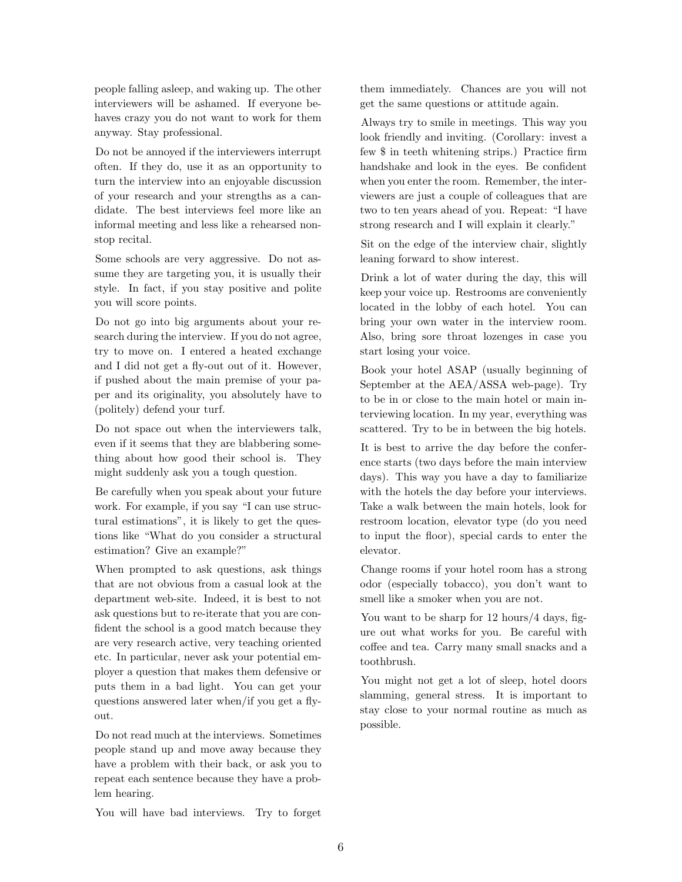people falling asleep, and waking up. The other interviewers will be ashamed. If everyone behaves crazy you do not want to work for them anyway. Stay professional.

Do not be annoyed if the interviewers interrupt often. If they do, use it as an opportunity to turn the interview into an enjoyable discussion of your research and your strengths as a candidate. The best interviews feel more like an informal meeting and less like a rehearsed nonstop recital.

Some schools are very aggressive. Do not assume they are targeting you, it is usually their style. In fact, if you stay positive and polite you will score points.

Do not go into big arguments about your research during the interview. If you do not agree, try to move on. I entered a heated exchange and I did not get a fly-out out of it. However, if pushed about the main premise of your paper and its originality, you absolutely have to (politely) defend your turf.

Do not space out when the interviewers talk, even if it seems that they are blabbering something about how good their school is. They might suddenly ask you a tough question.

Be carefully when you speak about your future work. For example, if you say "I can use structural estimations", it is likely to get the questions like "What do you consider a structural estimation? Give an example?"

When prompted to ask questions, ask things that are not obvious from a casual look at the department web-site. Indeed, it is best to not ask questions but to re-iterate that you are confident the school is a good match because they are very research active, very teaching oriented etc. In particular, never ask your potential employer a question that makes them defensive or puts them in a bad light. You can get your questions answered later when/if you get a fly-out.

Do not read much at the interviews. Sometimes people stand up and move away because they have a problem with their back, or ask you to repeat each sentence because they have a problem hearing.

You will have bad interviews. Try to forget them immediately. Chances are you will not get the same questions or attitude again.

Always try to smile in meetings. This way you look friendly and inviting. (Corollary: invest a few $ in teeth whitening strips.) Practice firm handshake and look in the eyes. Be confident when you enter the room. Remember, the interviewers are just a couple of colleagues that are two to ten years ahead of you. Repeat: "I have strong research and I will explain it clearly."

Sit on the edge of the interview chair, slightly leaning forward to show interest.

Drink a lot of water during the day, this will keep your voice up. Restrooms are conveniently located in the lobby of each hotel. You can bring your own water in the interview room. Also, bring sore throat lozenges in case you start losing your voice.

Book your hotel ASAP (usually beginning of September at the AEA/ASSA web-page). Try to be in or close to the main hotel or main interviewing location. In my year, everything was scattered. Try to be in between the big hotels.

It is best to arrive the day before the conference starts (two days before the main interview days). This way you have a day to familiarize with the hotels the day before your interviews. Take a walk between the main hotels, look for restroom location, elevator type (do you need to input the floor), special cards to enter the elevator.

Change rooms if your hotel room has a strong odor (especially tobacco), you don't want to smell like a smoker when you are not.

You want to be sharp for 12 hours/4 days, figure out what works for you. Be careful with coffee and tea. Carry many small snacks and a toothbrush.

You might not get a lot of sleep, hotel doors slamming, general stress. It is important to stay close to your normal routine as much as possible.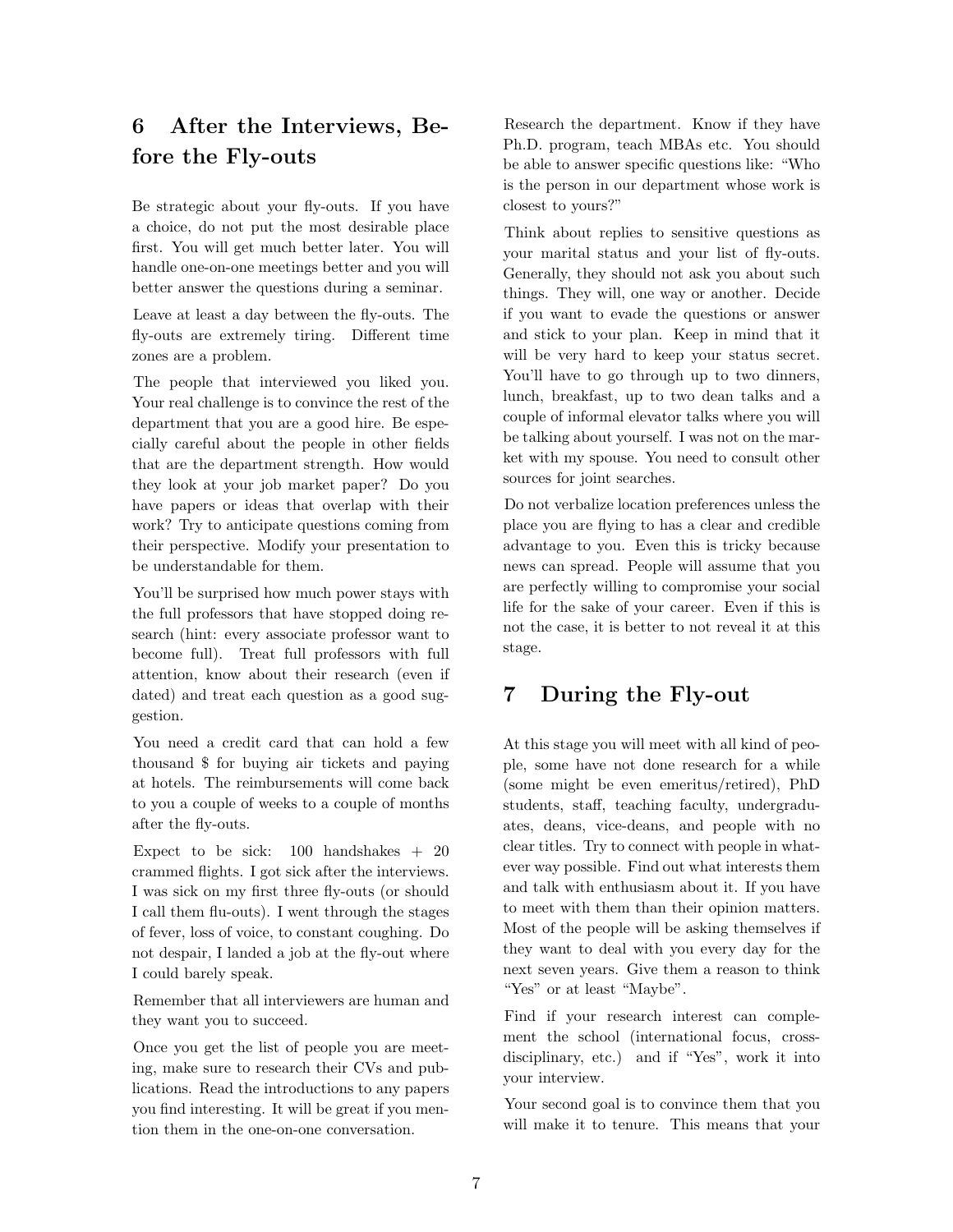## 6 After the Interviews, Before the Fly-outs

Be strategic about your fly-outs. If you have a choice, do not put the most desirable place first. You will get much better later. You will handle one-on-one meetings better and you will better answer the questions during a seminar.

Leave at least a day between the fly-outs. The fly-outs are extremely tiring. Different time zones are a problem.

The people that interviewed you liked you. Your real challenge is to convince the rest of the department that you are a good hire. Be especially careful about the people in other fields that are the department strength. How would they look at your job market paper? Do you have papers or ideas that overlap with their work? Try to anticipate questions coming from their perspective. Modify your presentation to be understandable for them.

You'll be surprised how much power stays with the full professors that have stopped doing research (hint: every associate professor want to become full). Treat full professors with full attention, know about their research (even if dated) and treat each question as a good suggestion.

You need a credit card that can hold a few thousand $ for buying air tickets and paying at hotels. The reimbursements will come back to you a couple of weeks to a couple of months after the fly-outs.

Expect to be sick: 100 handshakes + 20 crammed flights. I got sick after the interviews. I was sick on my first three fly-outs (or should I call them flu-outs). I went through the stages of fever, loss of voice, to constant coughing. Do not despair, I landed a job at the fly-out where I could barely speak.

Remember that all interviewers are human and they want you to succeed.

Once you get the list of people you are meeting, make sure to research their CVs and publications. Read the introductions to any papers you find interesting. It will be great if you mention them in the one-on-one conversation.

Research the department. Know if they have Ph.D. program, teach MBAs etc. You should be able to answer specific questions like: "Who is the person in our department whose work is closest to yours?"

Think about replies to sensitive questions as your marital status and your list of fly-outs. Generally, they should not ask you about such things. They will, one way or another. Decide if you want to evade the questions or answer and stick to your plan. Keep in mind that it will be very hard to keep your status secret. You'll have to go through up to two dinners, lunch, breakfast, up to two dean talks and a couple of informal elevator talks where you will be talking about yourself. I was not on the market with my spouse. You need to consult other sources for joint searches.

Do not verbalize location preferences unless the place you are flying to has a clear and credible advantage to you. Even this is tricky because news can spread. People will assume that you are perfectly willing to compromise your social life for the sake of your career. Even if this is not the case, it is better to not reveal it at this stage.

## 7 During the Fly-out

At this stage you will meet with all kind of people, some have not done research for a while (some might be even emeritus/retired), PhD students, staff, teaching faculty, undergraduates, deans, vice-deans, and people with no clear titles. Try to connect with people in whatever way possible. Find out what interests them and talk with enthusiasm about it. If you have to meet with them than their opinion matters. Most of the people will be asking themselves if they want to deal with you every day for the next seven years. Give them a reason to think "Yes" or at least "Maybe".

Find if your research interest can complement the school (international focus, cross-disciplinary, etc.) and if "Yes", work it into your interview.

Your second goal is to convince them that you will make it to tenure. This means that your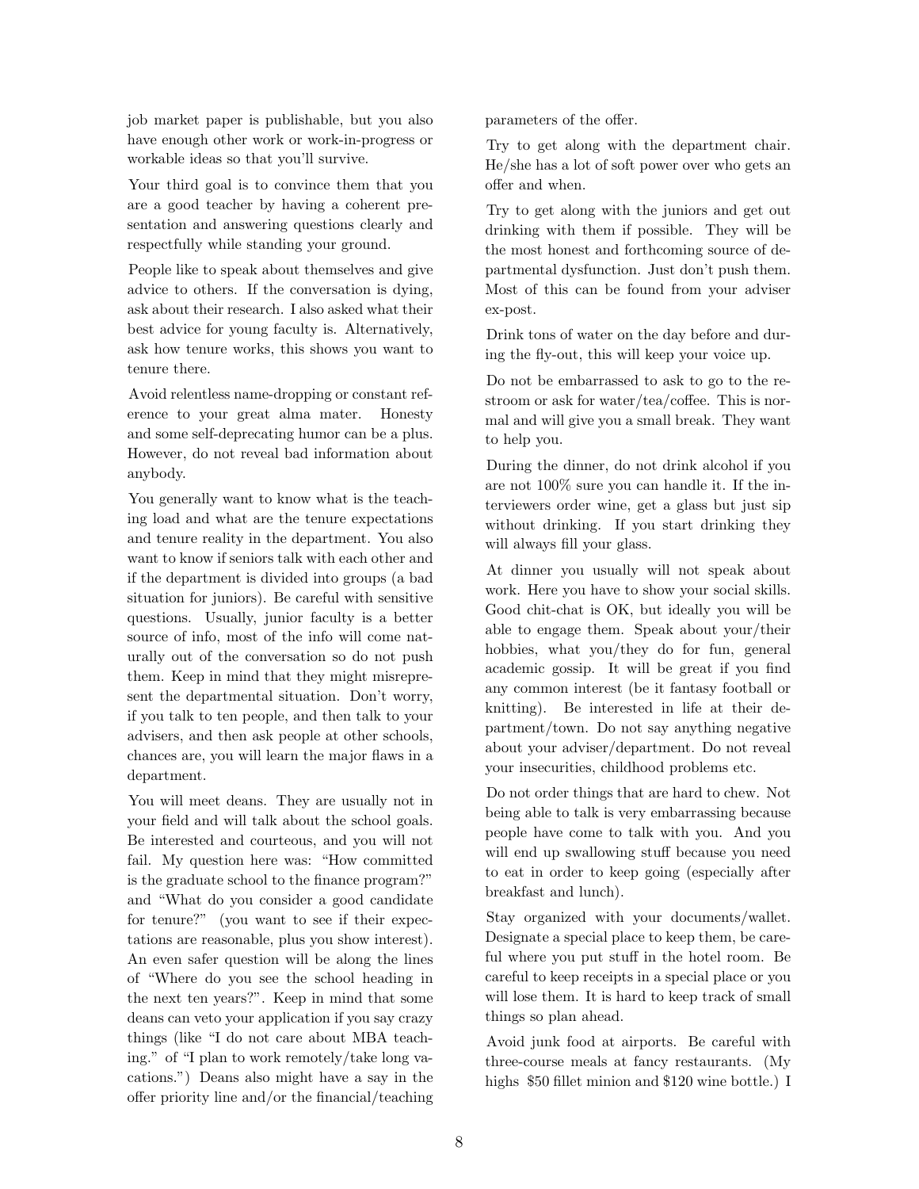job market paper is publishable, but you also have enough other work or work-in-progress or workable ideas so that you'll survive.

Your third goal is to convince them that you are a good teacher by having a coherent presentation and answering questions clearly and respectfully while standing your ground.

People like to speak about themselves and give advice to others. If the conversation is dying, ask about their research. I also asked what their best advice for young faculty is. Alternatively, ask how tenure works, this shows you want to tenure there.

Avoid relentless name-dropping or constant reference to your great alma mater. Honesty and some self-deprecating humor can be a plus. However, do not reveal bad information about anybody.

You generally want to know what is the teaching load and what are the tenure expectations and tenure reality in the department. You also want to know if seniors talk with each other and if the department is divided into groups (a bad situation for juniors). Be careful with sensitive questions. Usually, junior faculty is a better source of info, most of the info will come naturally out of the conversation so do not push them. Keep in mind that they might misrepresent the departmental situation. Don't worry, if you talk to ten people, and then talk to your advisers, and then ask people at other schools, chances are, you will learn the major flaws in a department.

You will meet deans. They are usually not in your field and will talk about the school goals. Be interested and courteous, and you will not fail. My question here was: "How committed is the graduate school to the finance program?" and "What do you consider a good candidate for tenure?" (you want to see if their expectations are reasonable, plus you show interest). An even safer question will be along the lines of "Where do you see the school heading in the next ten years?". Keep in mind that some deans can veto your application if you say crazy things (like "I do not care about MBA teaching." of "I plan to work remotely/take long vacations.") Deans also might have a say in the offer priority line and/or the financial/teaching parameters of the offer.

Try to get along with the department chair. He/she has a lot of soft power over who gets an offer and when.

Try to get along with the juniors and get out drinking with them if possible. They will be the most honest and forthcoming source of departmental dysfunction. Just don't push them. Most of this can be found from your adviser ex-post.

Drink tons of water on the day before and during the fly-out, this will keep your voice up.

Do not be embarrassed to ask to go to the restroom or ask for water/tea/coffee. This is normal and will give you a small break. They want to help you.

During the dinner, do not drink alcohol if you are not 100% sure you can handle it. If the interviewers order wine, get a glass but just sip without drinking. If you start drinking they will always fill your glass.

At dinner you usually will not speak about work. Here you have to show your social skills. Good chit-chat is OK, but ideally you will be able to engage them. Speak about your/their hobbies, what you/they do for fun, general academic gossip. It will be great if you find any common interest (be it fantasy football or knitting). Be interested in life at their department/town. Do not say anything negative about your adviser/department. Do not reveal your insecurities, childhood problems etc.

Do not order things that are hard to chew. Not being able to talk is very embarrassing because people have come to talk with you. And you will end up swallowing stuff because you need to eat in order to keep going (especially after breakfast and lunch).

Stay organized with your documents/wallet. Designate a special place to keep them, be careful where you put stuff in the hotel room. Be careful to keep receipts in a special place or you will lose them. It is hard to keep track of small things so plan ahead.

Avoid junk food at airports. Be careful with three-course meals at fancy restaurants. (My highs $50 fillet minion and $120 wine bottle.) I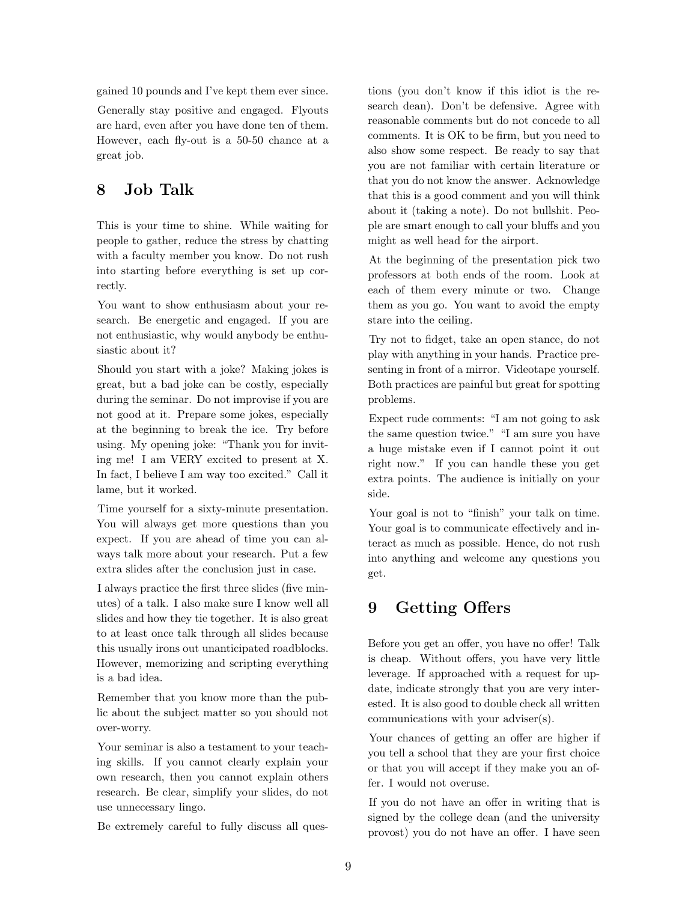gained 10 pounds and I've kept them ever since.

Generally stay positive and engaged. Flyouts are hard, even after you have done ten of them. However, each fly-out is a 50-50 chance at a great job.

## 8 Job Talk

This is your time to shine. While waiting for people to gather, reduce the stress by chatting with a faculty member you know. Do not rush into starting before everything is set up correctly.

You want to show enthusiasm about your research. Be energetic and engaged. If you are not enthusiastic, why would anybody be enthusiastic about it?

Should you start with a joke? Making jokes is great, but a bad joke can be costly, especially during the seminar. Do not improvise if you are not good at it. Prepare some jokes, especially at the beginning to break the ice. Try before using. My opening joke: "Thank you for inviting me! I am VERY excited to present at X. In fact, I believe I am way too excited." Call it lame, but it worked.

Time yourself for a sixty-minute presentation. You will always get more questions than you expect. If you are ahead of time you can always talk more about your research. Put a few extra slides after the conclusion just in case.

I always practice the first three slides (five minutes) of a talk. I also make sure I know well all slides and how they tie together. It is also great to at least once talk through all slides because this usually irons out unanticipated roadblocks. However, memorizing and scripting everything is a bad idea.

Remember that you know more than the public about the subject matter so you should not over-worry.

Your seminar is also a testament to your teaching skills. If you cannot clearly explain your own research, then you cannot explain others research. Be clear, simplify your slides, do not use unnecessary lingo.

Be extremely careful to fully discuss all questions (you don't know if this idiot is the research dean). Don't be defensive. Agree with reasonable comments but do not concede to all comments. It is OK to be firm, but you need to also show some respect. Be ready to say that you are not familiar with certain literature or that you do not know the answer. Acknowledge that this is a good comment and you will think about it (taking a note). Do not bullshit. People are smart enough to call your bluffs and you might as well head for the airport.

At the beginning of the presentation pick two professors at both ends of the room. Look at each of them every minute or two. Change them as you go. You want to avoid the empty stare into the ceiling.

Try not to fidget, take an open stance, do not play with anything in your hands. Practice presenting in front of a mirror. Videotape yourself. Both practices are painful but great for spotting problems.

Expect rude comments: "I am not going to ask the same question twice." "I am sure you have a huge mistake even if I cannot point it out right now." If you can handle these you get extra points. The audience is initially on your side.

Your goal is not to "finish" your talk on time. Your goal is to communicate effectively and interact as much as possible. Hence, do not rush into anything and welcome any questions you get.

## 9 Getting Offers

Before you get an offer, you have no offer! Talk is cheap. Without offers, you have very little leverage. If approached with a request for update, indicate strongly that you are very interested. It is also good to double check all written communications with your adviser(s).

Your chances of getting an offer are higher if you tell a school that they are your first choice or that you will accept if they make you an offer. I would not overuse.

If you do not have an offer in writing that is signed by the college dean (and the university provost) you do not have an offer. I have seen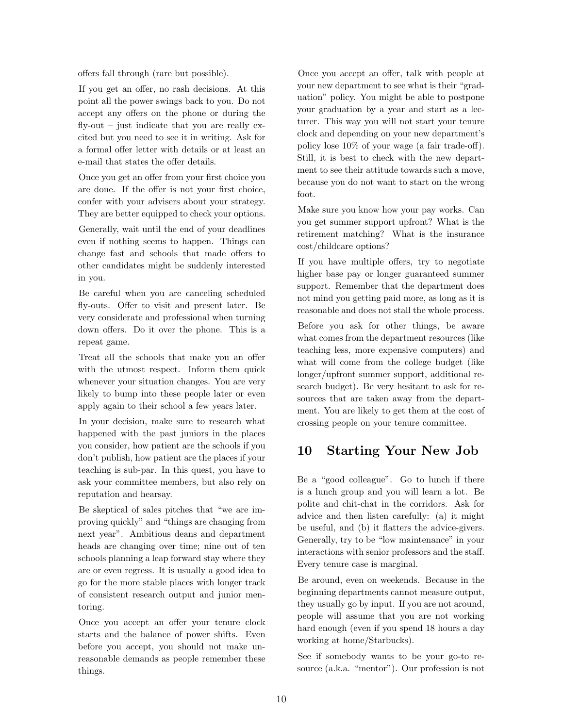offers fall through (rare but possible).

If you get an offer, no rash decisions. At this point all the power swings back to you. Do not accept any offers on the phone or during the fly-out – just indicate that you are really excited but you need to see it in writing. Ask for a formal offer letter with details or at least an e-mail that states the offer details.

Once you get an offer from your first choice you are done. If the offer is not your first choice, confer with your advisers about your strategy. They are better equipped to check your options.

Generally, wait until the end of your deadlines even if nothing seems to happen. Things can change fast and schools that made offers to other candidates might be suddenly interested in you.

Be careful when you are canceling scheduled fly-outs. Offer to visit and present later. Be very considerate and professional when turning down offers. Do it over the phone. This is a repeat game.

Treat all the schools that make you an offer with the utmost respect. Inform them quick whenever your situation changes. You are very likely to bump into these people later or even apply again to their school a few years later.

In your decision, make sure to research what happened with the past juniors in the places you consider, how patient are the schools if you don't publish, how patient are the places if your teaching is sub-par. In this quest, you have to ask your committee members, but also rely on reputation and hearsay.

Be skeptical of sales pitches that "we are improving quickly" and "things are changing from next year". Ambitious deans and department heads are changing over time; nine out of ten schools planning a leap forward stay where they are or even regress. It is usually a good idea to go for the more stable places with longer track of consistent research output and junior mentoring.

Once you accept an offer your tenure clock starts and the balance of power shifts. Even before you accept, you should not make unreasonable demands as people remember these things.

Once you accept an offer, talk with people at your new department to see what is their "graduation" policy. You might be able to postpone your graduation by a year and start as a lecturer. This way you will not start your tenure clock and depending on your new department's policy lose 10% of your wage (a fair trade-off). Still, it is best to check with the new department to see their attitude towards such a move, because you do not want to start on the wrong foot.

Make sure you know how your pay works. Can you get summer support upfront? What is the retirement matching? What is the insurance cost/childcare options?

If you have multiple offers, try to negotiate higher base pay or longer guaranteed summer support. Remember that the department does not mind you getting paid more, as long as it is reasonable and does not stall the whole process.

Before you ask for other things, be aware what comes from the department resources (like teaching less, more expensive computers) and what will come from the college budget (like longer/upfront summer support, additional research budget). Be very hesitant to ask for resources that are taken away from the department. You are likely to get them at the cost of crossing people on your tenure committee.

# 10 Starting Your New Job

Be a "good colleague". Go to lunch if there is a lunch group and you will learn a lot. Be polite and chit-chat in the corridors. Ask for advice and then listen carefully: (a) it might be useful, and (b) it flatters the advice-givers. Generally, try to be "low maintenance" in your interactions with senior professors and the staff. Every tenure case is marginal.

Be around, even on weekends. Because in the beginning departments cannot measure output, they usually go by input. If you are not around, people will assume that you are not working hard enough (even if you spend 18 hours a day working at home/Starbucks).

See if somebody wants to be your go-to resource (a.k.a. "mentor"). Our profession is not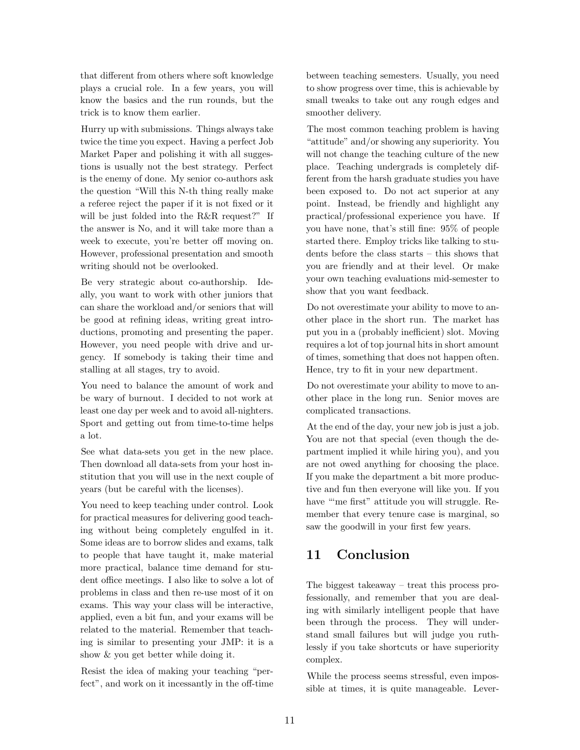that different from others where soft knowledge plays a crucial role. In a few years, you will know the basics and the run rounds, but the trick is to know them earlier.

Hurry up with submissions. Things always take twice the time you expect. Having a perfect Job Market Paper and polishing it with all suggestions is usually not the best strategy. Perfect is the enemy of done. My senior co-authors ask the question "Will this N-th thing really make a referee reject the paper if it is not fixed or it will be just folded into the R&R request?" If the answer is No, and it will take more than a week to execute, you're better off moving on. However, professional presentation and smooth writing should not be overlooked.

Be very strategic about co-authorship. Ideally, you want to work with other juniors that can share the workload and/or seniors that will be good at refining ideas, writing great introductions, promoting and presenting the paper. However, you need people with drive and urgency. If somebody is taking their time and stalling at all stages, try to avoid.

You need to balance the amount of work and be wary of burnout. I decided to not work at least one day per week and to avoid all-nighters. Sport and getting out from time-to-time helps a lot.

See what data-sets you get in the new place. Then download all data-sets from your host institution that you will use in the next couple of years (but be careful with the licenses).

You need to keep teaching under control. Look for practical measures for delivering good teaching without being completely engulfed in it. Some ideas are to borrow slides and exams, talk to people that have taught it, make material more practical, balance time demand for student office meetings. I also like to solve a lot of problems in class and then re-use most of it on exams. This way your class will be interactive, applied, even a bit fun, and your exams will be related to the material. Remember that teaching is similar to presenting your JMP: it is a show & you get better while doing it.

Resist the idea of making your teaching "perfect", and work on it incessantly in the off-time between teaching semesters. Usually, you need to show progress over time, this is achievable by small tweaks to take out any rough edges and smoother delivery.

The most common teaching problem is having "attitude" and/or showing any superiority. You will not change the teaching culture of the new place. Teaching undergrads is completely different from the harsh graduate studies you have been exposed to. Do not act superior at any point. Instead, be friendly and highlight any practical/professional experience you have. If you have none, that's still fine: 95% of people started there. Employ tricks like talking to students before the class starts – this shows that you are friendly and at their level. Or make your own teaching evaluations mid-semester to show that you want feedback.

Do not overestimate your ability to move to another place in the short run. The market has put you in a (probably inefficient) slot. Moving requires a lot of top journal hits in short amount of times, something that does not happen often. Hence, try to fit in your new department.

Do not overestimate your ability to move to another place in the long run. Senior moves are complicated transactions.

At the end of the day, your new job is just a job. You are not that special (even though the department implied it while hiring you), and you are not owed anything for choosing the place. If you make the department a bit more productive and fun then everyone will like you. If you have "'me first" attitude you will struggle. Remember that every tenure case is marginal, so saw the goodwill in your first few years.

## 11 Conclusion

The biggest takeaway – treat this process professionally, and remember that you are dealing with similarly intelligent people that have been through the process. They will understand small failures but will judge you ruthlessly if you take shortcuts or have superiority complex.

While the process seems stressful, even impossible at times, it is quite manageable. Lever-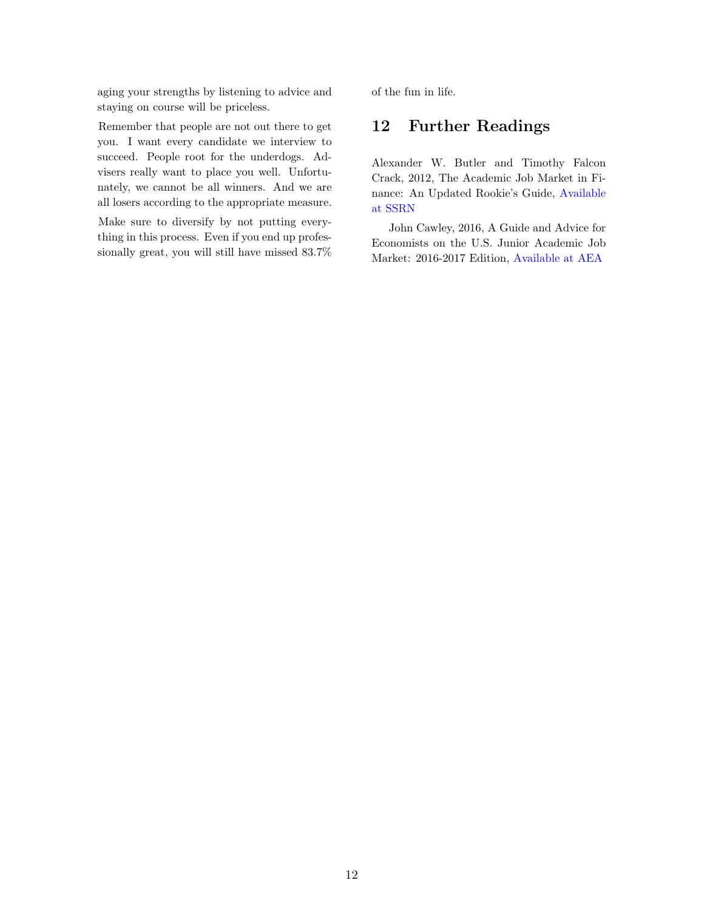aging your strengths by listening to advice and staying on course will be priceless.

Remember that people are not out there to get you. I want every candidate we interview to succeed. People root for the underdogs. Advisers really want to place you well. Unfortunately, we cannot be all winners. And we are all losers according to the appropriate measure.

Make sure to diversify by not putting everything in this process. Even if you end up professionally great, you will still have missed 83.7% of the fun in life.

## 12 Further Readings

Alexander W. Butler and Timothy Falcon Crack, 2012, The Academic Job Market in Finance: An Updated Rookie's Guide, Available at SSRN

John Cawley, 2016, A Guide and Advice for Economists on the U.S. Junior Academic Job Market: 2016-2017 Edition, Available at AEA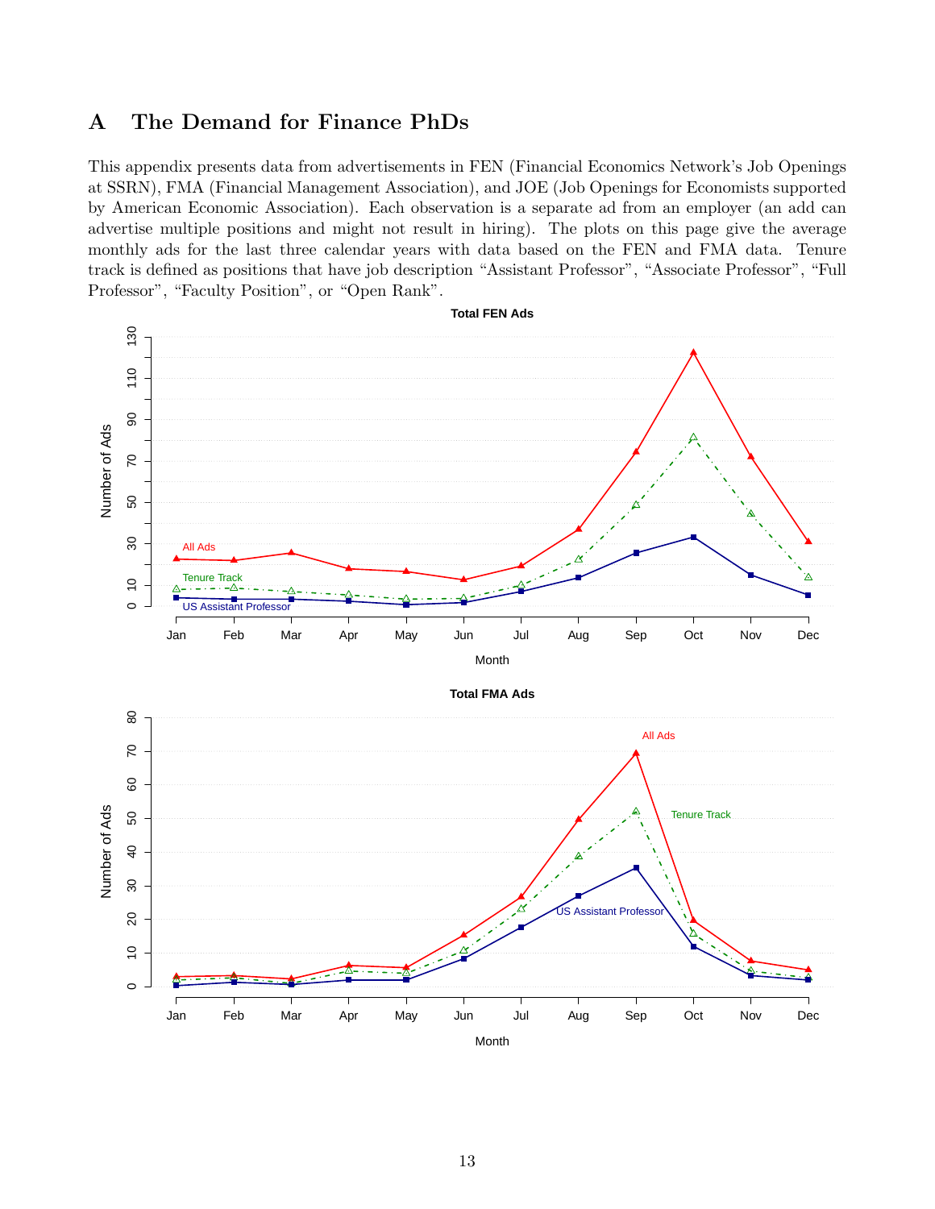## A The Demand for Finance PhDs

This appendix presents data from advertisements in FEN (Financial Economics Network's Job Openings at SSRN), FMA (Financial Management Association), and JOE (Job Openings for Economists supported by American Economic Association). Each observation is a separate ad from an employer (an add can advertise multiple positions and might not result in hiring). The plots on this page give the average monthly ads for the last three calendar years with data based on the FEN and FMA data. Tenure track is defined as positions that have job description "Assistant Professor", "Associate Professor", "Full Professor", "Faculty Position", or "Open Rank".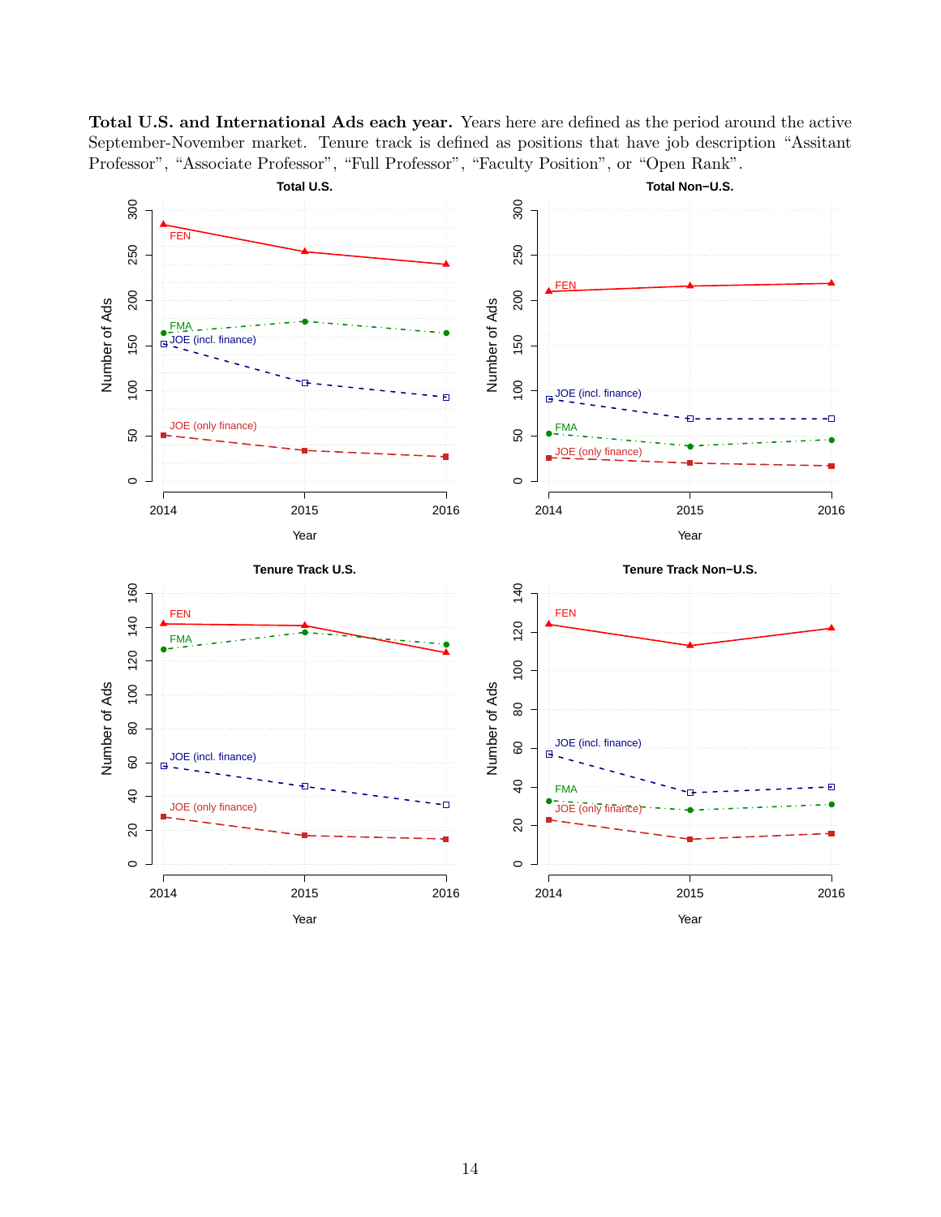**Total U.S. and International Ads each year.** Years here are defined as the period around the active September-November market. Tenure track is defined as positions that have job description "Assitant Professor", "Associate Professor", "Full Professor", "Faculty Position", or "Open Rank".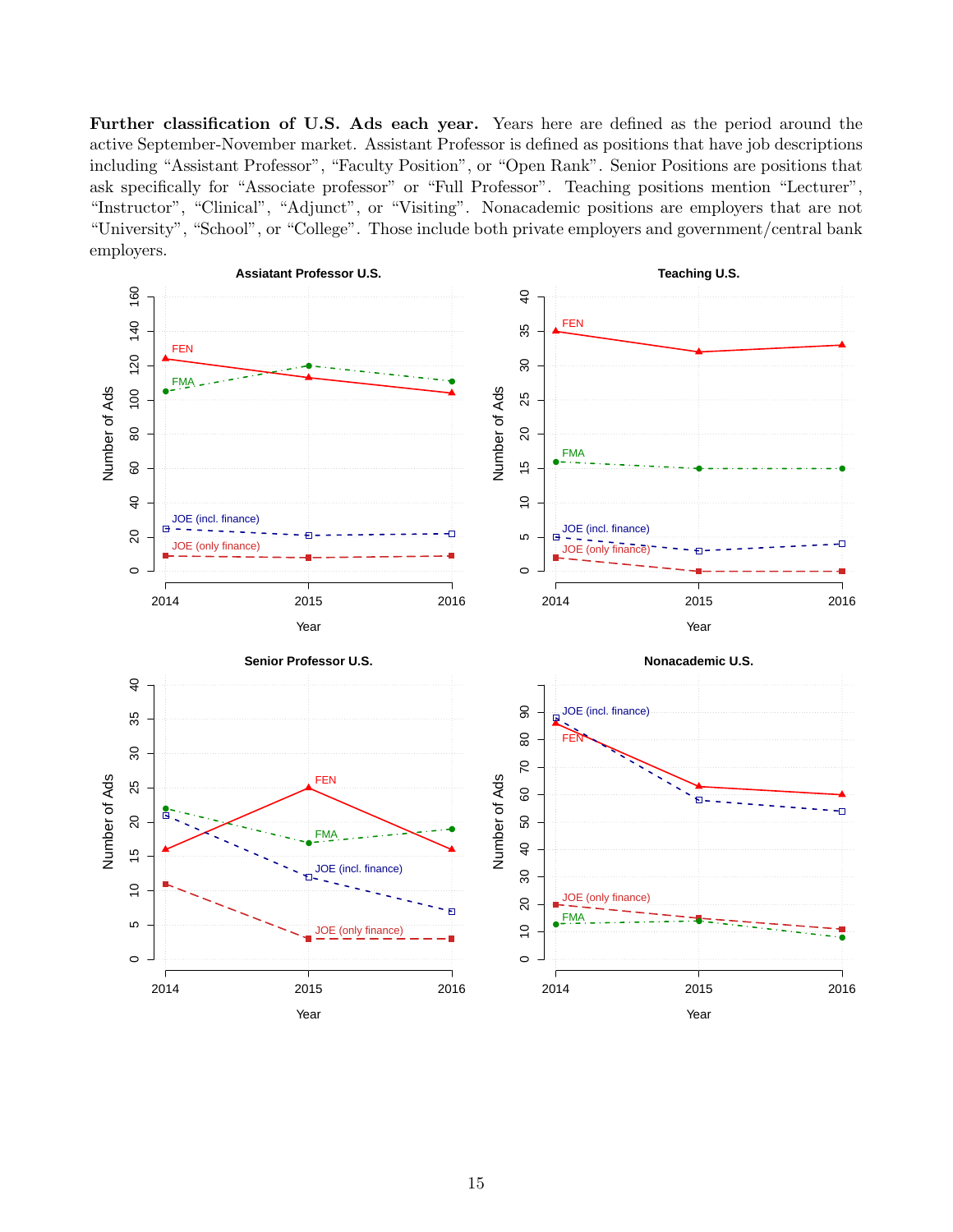**Further classification of U.S. Ads each year.** Years here are defined as the period around the active September-November market. Assistant Professor is defined as positions that have job descriptions including "Assistant Professor", "Faculty Position", or "Open Rank". Senior Positions are positions that ask specifically for "Associate professor" or "Full Professor". Teaching positions mention "Lecturer", "Instructor", "Clinical", "Adjunct", or "Visiting". Nonacademic positions are employers that are not "University", "School", or "College". Those include both private employers and government/central bank employers.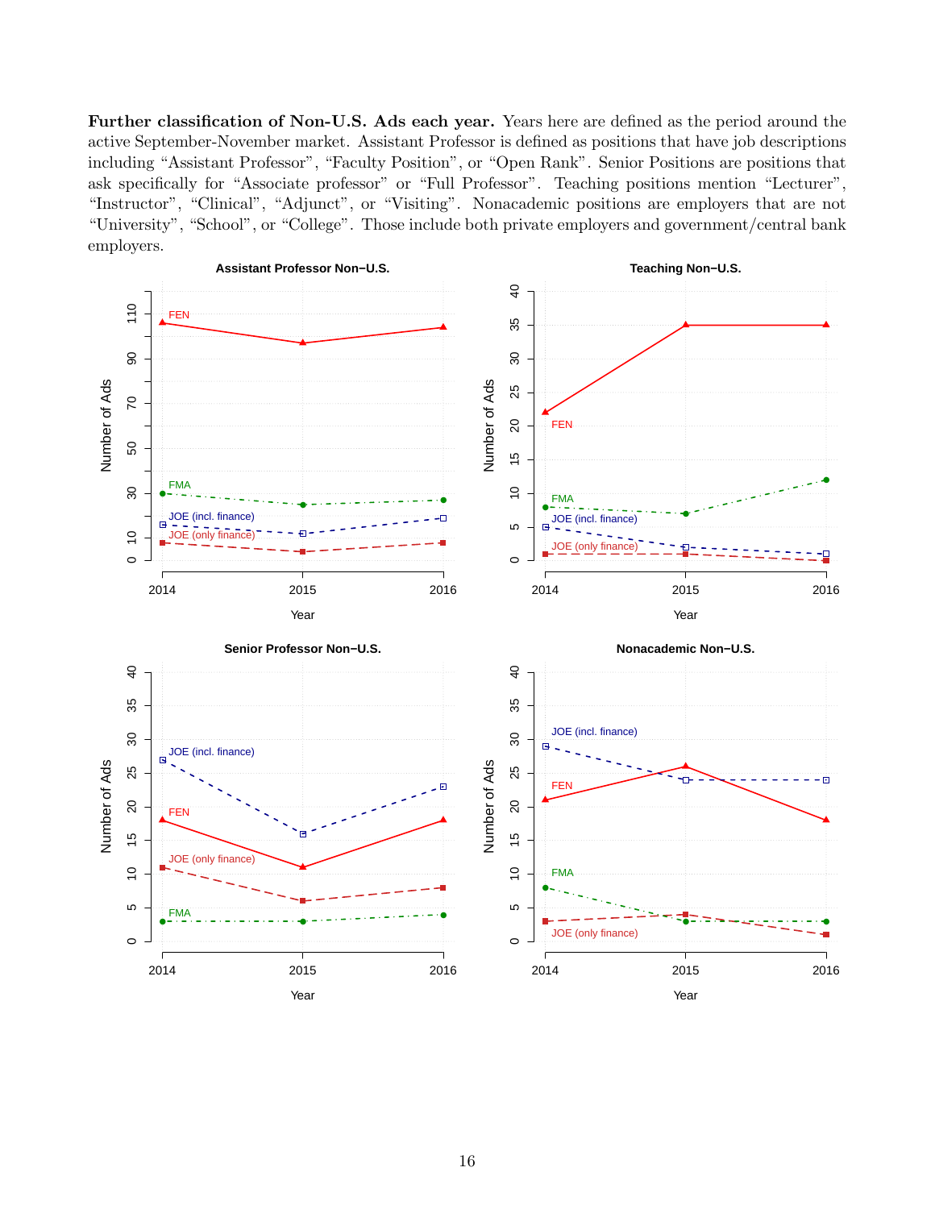**Further classification of Non-U.S. Ads each year.** Years here are defined as the period around the active September-November market. Assistant Professor is defined as positions that have job descriptions including "Assistant Professor", "Faculty Position", or "Open Rank". Senior Positions are positions that ask specifically for "Associate professor" or "Full Professor". Teaching positions mention "Lecturer", "Instructor", "Clinical", "Adjunct", or "Visiting". Nonacademic positions are employers that are not "University", "School", or "College". Those include both private employers and government/central bank employers.

Assistant Professor Non−U.S.

Number of Ads

0 10 30 50 70 90 110

FEN
FMA
JOE (incl. finance)
JOE (only finance)

2014 2015 2016

Year

Teaching Non−U.S.

Number of Ads

0 5 10 15 20 25 30 35 40

FEN
FMA
JOE (incl. finance)
JOE (only finance)

2014 2015 2016

Year

Senior Professor Non−U.S.

Number of Ads

0 5 10 15 20 25 30 35 40

JOE (incl. finance)
FEN
JOE (only finance)
FMA

2014 2015 2016

Year

Nonacademic Non−U.S.

Number of Ads

0 5 10 15 20 25 30 35 40

JOE (incl. finance)
FEN
FMA
JOE (only finance)

2014 2015 2016

Year